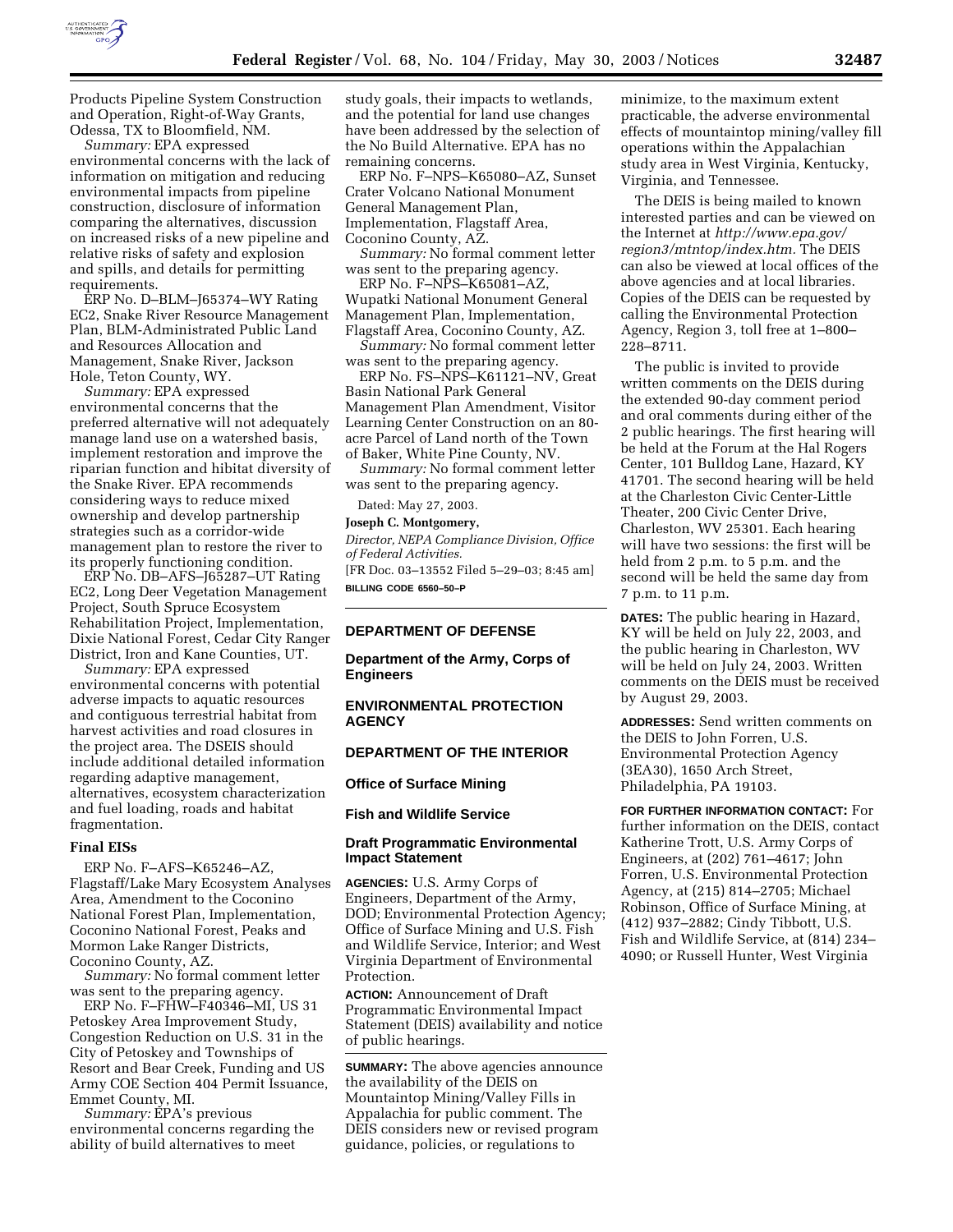Products Pipeline System Construction and Operation, Right-of-Way Grants, Odessa, TX to Bloomfield, NM.

*Summary:* EPA expressed environmental concerns with the lack of information on mitigation and reducing environmental impacts from pipeline construction, disclosure of information comparing the alternatives, discussion on increased risks of a new pipeline and relative risks of safety and explosion and spills, and details for permitting requirements.

ERP No. D–BLM–J65374–WY Rating EC2, Snake River Resource Management Plan, BLM-Administrated Public Land and Resources Allocation and Management, Snake River, Jackson Hole, Teton County, WY.

*Summary:* EPA expressed environmental concerns that the preferred alternative will not adequately manage land use on a watershed basis, implement restoration and improve the riparian function and hibitat diversity of the Snake River. EPA recommends considering ways to reduce mixed ownership and develop partnership strategies such as a corridor-wide management plan to restore the river to its properly functioning condition.

ERP No. DB–AFS–J65287–UT Rating EC2, Long Deer Vegetation Management Project, South Spruce Ecosystem Rehabilitation Project, Implementation, Dixie National Forest, Cedar City Ranger District, Iron and Kane Counties, UT.

*Summary:* EPA expressed environmental concerns with potential adverse impacts to aquatic resources and contiguous terrestrial habitat from harvest activities and road closures in the project area. The DSEIS should include additional detailed information regarding adaptive management, alternatives, ecosystem characterization and fuel loading, roads and habitat fragmentation.

### Final EISs

ERP No. F–AFS–K65246–AZ, Flagstaff/Lake Mary Ecosystem Analyses Area, Amendment to the Coconino National Forest Plan, Implementation, Coconino National Forest, Peaks and Mormon Lake Ranger Districts, Coconino County, AZ.

*Summary:* No formal comment letter was sent to the preparing agency.

ERP No. F–FHW–F40346–MI, US 31 Petoskey Area Improvement Study, Congestion Reduction on U.S. 31 in the City of Petoskey and Townships of Resort and Bear Creek, Funding and US Army COE Section 404 Permit Issuance, Emmet County, MI.

*Summary:* EPA's previous environmental concerns regarding the ability of build alternatives to meet study goals, their impacts to wetlands, and the potential for land use changes have been addressed by the selection of the No Build Alternative. EPA has no remaining concerns.

ERP No. F–NPS–K65080–AZ, Sunset Crater Volcano National Monument General Management Plan, Implementation, Flagstaff Area, Coconino County, AZ.

*Summary:* No formal comment letter was sent to the preparing agency.

ERP No. F–NPS–K65081–AZ, Wupatki National Monument General Management Plan, Implementation, Flagstaff Area, Coconino County, AZ.

*Summary:* No formal comment letter was sent to the preparing agency.

ERP No. FS–NPS–K61121–NV, Great Basin National Park General Management Plan Amendment, Visitor Learning Center Construction on an 80-acre Parcel of Land north of the Town of Baker, White Pine County, NV.

*Summary:* No formal comment letter was sent to the preparing agency.

Dated: May 27, 2003.

**Joseph C. Montgomery,**

*Director, NEPA Compliance Division, Office of Federal Activities.*

[FR Doc. 03–13552 Filed 5–29–03; 8:45 am]

**BILLING CODE 6560–50–P**

---

## DEPARTMENT OF DEFENSE

### Department of the Army, Corps of Engineers

## ENVIRONMENTAL PROTECTION AGENCY

## DEPARTMENT OF THE INTERIOR

### Office of Surface Mining

### Fish and Wildlife Service

### Draft Programmatic Environmental Impact Statement

**AGENCIES:** U.S. Army Corps of Engineers, Department of the Army, DOD; Environmental Protection Agency; Office of Surface Mining and U.S. Fish and Wildlife Service, Interior; and West Virginia Department of Environmental Protection.

**ACTION:** Announcement of Draft Programmatic Environmental Impact Statement (DEIS) availability and notice of public hearings.

**SUMMARY:** The above agencies announce the availability of the DEIS on Mountaintop Mining/Valley Fills in Appalachia for public comment. The DEIS considers new or revised program guidance, policies, or regulations to minimize, to the maximum extent practicable, the adverse environmental effects of mountaintop mining/valley fill operations within the Appalachian study area in West Virginia, Kentucky, Virginia, and Tennessee.

The DEIS is being mailed to known interested parties and can be viewed on the Internet at *http://www.epa.gov/region3/mtntop/index.htm.* The DEIS can also be viewed at local offices of the above agencies and at local libraries. Copies of the DEIS can be requested by calling the Environmental Protection Agency, Region 3, toll free at 1–800–228–8711.

The public is invited to provide written comments on the DEIS during the extended 90-day comment period and oral comments during either of the 2 public hearings. The first hearing will be held at the Forum at the Hal Rogers Center, 101 Bulldog Lane, Hazard, KY 41701. The second hearing will be held at the Charleston Civic Center-Little Theater, 200 Civic Center Drive, Charleston, WV 25301. Each hearing will have two sessions: the first will be held from 2 p.m. to 5 p.m. and the second will be held the same day from 7 p.m. to 11 p.m.

**DATES:** The public hearing in Hazard, KY will be held on July 22, 2003, and the public hearing in Charleston, WV will be held on July 24, 2003. Written comments on the DEIS must be received by August 29, 2003.

**ADDRESSES:** Send written comments on the DEIS to John Forren, U.S. Environmental Protection Agency (3EA30), 1650 Arch Street, Philadelphia, PA 19103.

**FOR FURTHER INFORMATION CONTACT:** For further information on the DEIS, contact Katherine Trott, U.S. Army Corps of Engineers, at (202) 761–4617; John Forren, U.S. Environmental Protection Agency, at (215) 814–2705; Michael Robinson, Office of Surface Mining, at (412) 937–2882; Cindy Tibbott, U.S. Fish and Wildlife Service, at (814) 234–4090; or Russell Hunter, West Virginia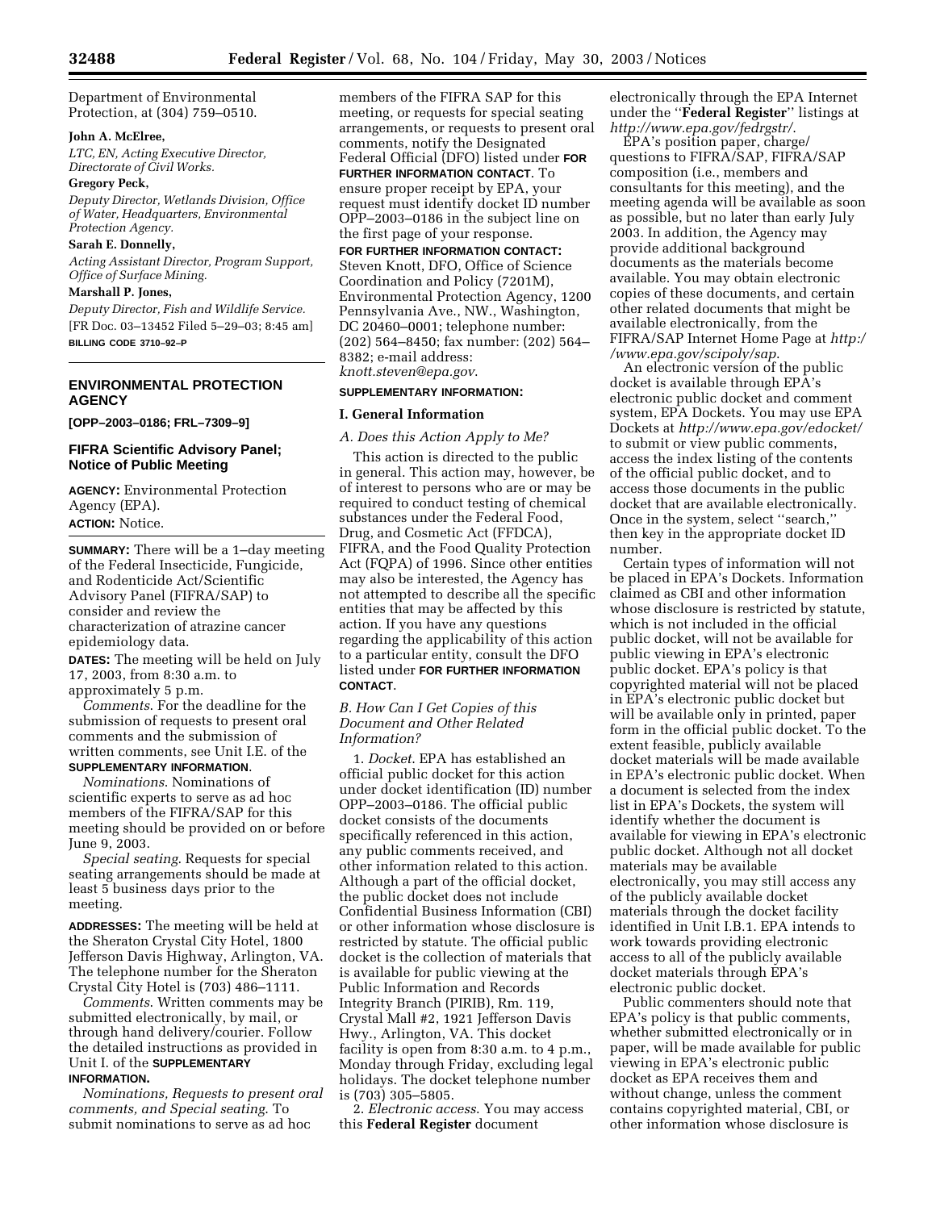Department of Environmental Protection, at (304) 759–0510.

**John A. McElree,**

*LTC, EN, Acting Executive Director, Directorate of Civil Works.*

**Gregory Peck,**

*Deputy Director, Wetlands Division, Office of Water, Headquarters, Environmental Protection Agency.*

**Sarah E. Donnelly,**

*Acting Assistant Director, Program Support, Office of Surface Mining.*

**Marshall P. Jones,**

*Deputy Director, Fish and Wildlife Service.*

[FR Doc. 03–13452 Filed 5–29–03; 8:45 am]

**BILLING CODE 3710–92–P**

---

## ENVIRONMENTAL PROTECTION AGENCY

**[OPP–2003–0186; FRL–7309–9]**

### FIFRA Scientific Advisory Panel; Notice of Public Meeting

**AGENCY:** Environmental Protection Agency (EPA).

**ACTION:** Notice.

**SUMMARY:** There will be a 1–day meeting of the Federal Insecticide, Fungicide, and Rodenticide Act/Scientific Advisory Panel (FIFRA/SAP) to consider and review the characterization of atrazine cancer epidemiology data.

**DATES:** The meeting will be held on July 17, 2003, from 8:30 a.m. to approximately 5 p.m.

*Comments*. For the deadline for the submission of requests to present oral comments and the submission of written comments, see Unit I.E. of the **SUPPLEMENTARY INFORMATION**.

*Nominations*. Nominations of scientific experts to serve as ad hoc members of the FIFRA/SAP for this meeting should be provided on or before June 9, 2003.

*Special seating*. Requests for special seating arrangements should be made at least 5 business days prior to the meeting.

**ADDRESSES:** The meeting will be held at the Sheraton Crystal City Hotel, 1800 Jefferson Davis Highway, Arlington, VA. The telephone number for the Sheraton Crystal City Hotel is (703) 486–1111.

*Comments*. Written comments may be submitted electronically, by mail, or through hand delivery/courier. Follow the detailed instructions as provided in Unit I. of the **SUPPLEMENTARY INFORMATION.**

*Nominations, Requests to present oral comments, and Special seating*. To submit nominations to serve as ad hoc members of the FIFRA SAP for this meeting, or requests for special seating arrangements, or requests to present oral comments, notify the Designated Federal Official (DFO) listed under **FOR FURTHER INFORMATION CONTACT**. To ensure proper receipt by EPA, your request must identify docket ID number OPP–2003–0186 in the subject line on the first page of your response.

**FOR FURTHER INFORMATION CONTACT:** Steven Knott, DFO, Office of Science Coordination and Policy (7201M), Environmental Protection Agency, 1200 Pennsylvania Ave., NW., Washington, DC 20460–0001; telephone number: (202) 564–8450; fax number: (202) 564–8382; e-mail address: *knott.steven@epa.gov*.

**SUPPLEMENTARY INFORMATION:**

### I. General Information

*A. Does this Action Apply to Me?*

This action is directed to the public in general. This action may, however, be of interest to persons who are or may be required to conduct testing of chemical substances under the Federal Food, Drug, and Cosmetic Act (FFDCA), FIFRA, and the Food Quality Protection Act (FQPA) of 1996. Since other entities may also be interested, the Agency has not attempted to describe all the specific entities that may be affected by this action. If you have any questions regarding the applicability of this action to a particular entity, consult the DFO listed under **FOR FURTHER INFORMATION CONTACT**.

*B. How Can I Get Copies of this Document and Other Related Information?*

1. *Docket*. EPA has established an official public docket for this action under docket identification (ID) number OPP–2003–0186. The official public docket consists of the documents specifically referenced in this action, any public comments received, and other information related to this action. Although a part of the official docket, the public docket does not include Confidential Business Information (CBI) or other information whose disclosure is restricted by statute. The official public docket is the collection of materials that is available for public viewing at the Public Information and Records Integrity Branch (PIRIB), Rm. 119, Crystal Mall #2, 1921 Jefferson Davis Hwy., Arlington, VA. This docket facility is open from 8:30 a.m. to 4 p.m., Monday through Friday, excluding legal holidays. The docket telephone number is (703) 305–5805.

2. *Electronic access*. You may access this **Federal Register** document electronically through the EPA Internet under the ''**Federal Register**'' listings at *http://www.epa.gov/fedrgstr/*.

EPA's position paper, charge/questions to FIFRA/SAP, FIFRA/SAP composition (i.e., members and consultants for this meeting), and the meeting agenda will be available as soon as possible, but no later than early July 2003. In addition, the Agency may provide additional background documents as the materials become available. You may obtain electronic copies of these documents, and certain other related documents that might be available electronically, from the FIFRA/SAP Internet Home Page at *http://www.epa.gov/scipoly/sap*.

An electronic version of the public docket is available through EPA's electronic public docket and comment system, EPA Dockets. You may use EPA Dockets at *http://www.epa.gov/edocket/* to submit or view public comments, access the index listing of the contents of the official public docket, and to access those documents in the public docket that are available electronically. Once in the system, select ''search,'' then key in the appropriate docket ID number.

Certain types of information will not be placed in EPA's Dockets. Information claimed as CBI and other information whose disclosure is restricted by statute, which is not included in the official public docket, will not be available for public viewing in EPA's electronic public docket. EPA's policy is that copyrighted material will not be placed in EPA's electronic public docket but will be available only in printed, paper form in the official public docket. To the extent feasible, publicly available docket materials will be made available in EPA's electronic public docket. When a document is selected from the index list in EPA's Dockets, the system will identify whether the document is available for viewing in EPA's electronic public docket. Although not all docket materials may be available electronically, you may still access any of the publicly available docket materials through the docket facility identified in Unit I.B.1. EPA intends to work towards providing electronic access to all of the publicly available docket materials through EPA's electronic public docket.

Public commenters should note that EPA's policy is that public comments, whether submitted electronically or in paper, will be made available for public viewing in EPA's electronic public docket as EPA receives them and without change, unless the comment contains copyrighted material, CBI, or other information whose disclosure is